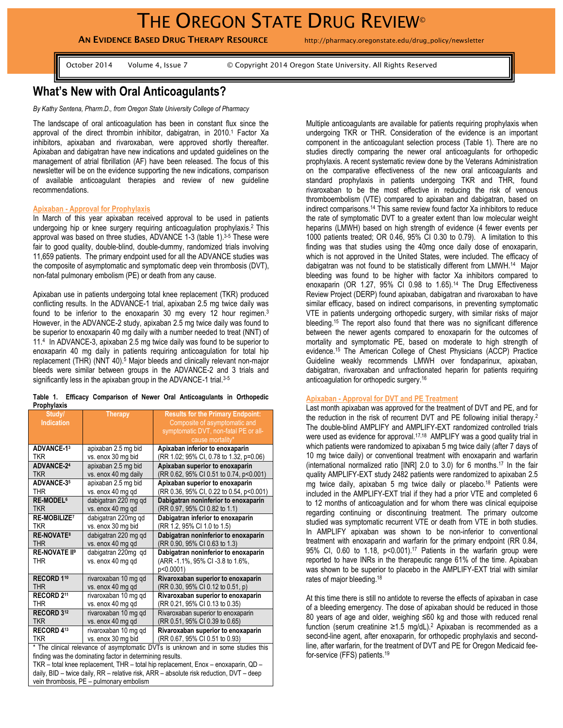# THE OREGON STATE DRUG REVIEW©

**AN EVIDENCE BASED DRUG THERAPY RESOURCE** http://pharmacy.oregonstate.edu/drug_policy/newsletter

October 2014 Volume 4, Issue 7 © Copyright 2014 Oregon State University. All Rights Reserved

## What's New with Oral Anticoagulants?

*By Kathy Sentena, Pharm.D., from Oregon State University College of Pharmacy*

The landscape of oral anticoagulation has been in constant flux since the approval of the direct thrombin inhibitor, dabigatran, in 2010.[1] Factor Xa inhibitors, apixaban and rivaroxaban, were approved shortly thereafter. Apixaban and dabigatran have new indications and updated guidelines on the management of atrial fibrillation (AF) have been released. The focus of this newsletter will be on the evidence supporting the new indications, comparison of available anticoagulant therapies and review of new guideline recommendations.

### Apixaban - Approval for Prophylaxis

In March of this year apixaban received approval to be used in patients undergoing hip or knee surgery requiring anticoagulation prophylaxis.[2] This approval was based on three studies, ADVANCE 1-3 (table 1).[3-5] These were fair to good quality, double-blind, double-dummy, randomized trials involving 11,659 patients. The primary endpoint used for all the ADVANCE studies was the composite of asymptomatic and symptomatic deep vein thrombosis (DVT), non-fatal pulmonary embolism (PE) or death from any cause.

Apixaban use in patients undergoing total knee replacement (TKR) produced conflicting results. In the ADVANCE-1 trial, apixaban 2.5 mg twice daily was found to be inferior to the enoxaparin 30 mg every 12 hour regimen.[3] However, in the ADVANCE-2 study, apixaban 2.5 mg twice daily was found to be superior to enoxaparin 40 mg daily with a number needed to treat (NNT) of 11.[4] In ADVANCE-3, apixaban 2.5 mg twice daily was found to be superior to enoxaparin 40 mg daily in patients requiring anticoagulation for total hip replacement (THR) (NNT 40).[5] Major bleeds and clinically relevant non-major bleeds were similar between groups in the ADVANCE-2 and 3 trials and significantly less in the apixaban group in the ADVANCE-1 trial.[3-5]

**Table 1. Efficacy Comparison of Newer Oral Anticoagulants in Orthopedic Prophylaxis**

| Study/ Indication | Therapy | Results for the Primary Endpoint: Composite of asymptomatic and symptomatic DVT, non-fatal PE or all-cause mortality* |
|---|---|---|
| **ADVANCE-1**[3] TKR | apixaban 2.5 mg bid vs. enox 30 mg bid | **Apixaban inferior to enoxaparin** (RR 1.02; 95% CI, 0.78 to 1.32, p=0.06) |
| **ADVANCE-2**[4] TKR | apixaban 2.5 mg bid vs. enox 40 mg daily | **Apixaban superior to enoxaparin** (RR 0.62, 95% CI 0.51 to 0.74, p<0.001) |
| **ADVANCE-3**[5] THR | apixaban 2.5 mg bid vs. enox 40 mg qd | **Apixaban superior to enoxaparin** (RR 0.36, 95% CI, 0.22 to 0.54, p<0.001) |
| **RE-MODEL**[6] TKR | dabigatran 220 mg qd vs. enox 40 mg qd | **Dabigatran noninferior to enoxaparin** (RR 0.97, 95% CI 0.82 to 1.1) |
| **RE-MOBILIZE**[7] TKR | dabigatran 220mg qd vs. enox 30 mg bid | **Dabigatran inferior to enoxaparin** (RR 1.2, 95% CI 1.0 to 1.5) |
| **RE-NOVATE**[8] THR | dabigatran 220 mg qd vs. enox 40 mg qd | **Dabigatran noninferior to enoxaparin** (RR 0.90, 95% CI 0.63 to 1.3) |
| **RE-NOVATE II**[9] THR | dabigatran 220mg qd vs. enox 40 mg qd | **Dabigatran noninferior to enoxaparin** (ARR -1.1%, 95% CI -3.8 to 1.6%, p<0.0001) |
| **RECORD 1**[10] THR | rivaroxaban 10 mg qd vs. enox 40 mg qd | **Rivaroxaban superior to enoxaparin** (RR 0.30, 95% CI 0.12 to 0.51, p) |
| **RECORD 2**[11] THR | rivaroxaban 10 mg qd vs. enox 40 mg qd | **Rivaroxaban superior to enoxaparin** (RR 0.21, 95% CI 0.13 to 0.35) |
| **RECORD 3**[12] TKR | rivaroxaban 10 mg qd vs. enox 40 mg qd | Rivaroxaban superior to enoxaparin (RR 0.51, 95% CI 0.39 to 0.65) |
| **RECORD 4**[13] TKR | rivaroxaban 10 mg qd vs. enox 30 mg bid | **Rivaroxaban superior to enoxaparin** (RR 0.67, 95% CI 0.51 to 0.93) |

\* The clinical relevance of asymptomatic DVTs is unknown and in some studies this finding was the dominating factor in determining results.
TKR – total knee replacement, THR – total hip replacement, Enox – enoxaparin, QD – daily, BID – twice daily, RR – relative risk, ARR – absolute risk reduction, DVT – deep vein thrombosis, PE – pulmonary embolism

Multiple anticoagulants are available for patients requiring prophylaxis when undergoing TKR or THR. Consideration of the evidence is an important component in the anticoagulant selection process (Table 1). There are no studies directly comparing the newer oral anticoagulants for orthopedic prophylaxis. A recent systematic review done by the Veterans Administration on the comparative effectiveness of the new oral anticoagulants and standard prophylaxis in patients undergoing TKR and THR, found rivaroxaban to be the most effective in reducing the risk of venous thromboembolism (VTE) compared to apixaban and dabigatran, based on indirect comparisons.[14] This same review found factor Xa inhibitors to reduce the rate of symptomatic DVT to a greater extent than low molecular weight heparins (LMWH) based on high strength of evidence (4 fewer events per 1000 patients treated; OR 0.46, 95% CI 0.30 to 0.79). A limitation to this finding was that studies using the 40mg once daily dose of enoxaparin, which is not approved in the United States, were included. The efficacy of dabigatran was not found to be statistically different from LMWH.[14] Major bleeding was found to be higher with factor Xa inhibitors compared to enoxaparin (OR 1.27, 95% CI 0.98 to 1.65).[14] The Drug Effectiveness Review Project (DERP) found apixaban, dabigatran and rivaroxaban to have similar efficacy, based on indirect comparisons, in preventing symptomatic VTE in patients undergoing orthopedic surgery, with similar risks of major bleeding.[15] The report also found that there was no significant difference between the newer agents compared to enoxaparin for the outcomes of mortality and symptomatic PE, based on moderate to high strength of evidence.[15] The American College of Chest Physicians (ACCP) Practice Guideline weakly recommends LMWH over fondaparinux, apixaban, dabigatran, rivaroxaban and unfractionated heparin for patients requiring anticoagulation for orthopedic surgery.[16]

### Apixaban - Approval for DVT and PE Treatment

Last month apixaban was approved for the treatment of DVT and PE, and for the reduction in the risk of recurrent DVT and PE following initial therapy.[2] The double-blind AMPLIFY and AMPLIFY-EXT randomized controlled trials were used as evidence for approval.[17,18] AMPLIFY was a good quality trial in which patients were randomized to apixaban 5 mg twice daily (after 7 days of 10 mg twice daily) or conventional treatment with enoxaparin and warfarin (international normalized ratio [INR] 2.0 to 3.0) for 6 months.[17] In the fair quality AMPLIFY-EXT study 2482 patients were randomized to apixaban 2.5 mg twice daily, apixaban 5 mg twice daily or placebo.[18] Patients were included in the AMPLIFY-EXT trial if they had a prior VTE and completed 6 to 12 months of anticoagulation and for whom there was clinical equipoise regarding continuing or discontinuing treatment. The primary outcome studied was symptomatic recurrent VTE or death from VTE in both studies. In AMPLIFY apixaban was shown to be non-inferior to conventional treatment with enoxaparin and warfarin for the primary endpoint (RR 0.84, 95% CI, 0.60 to 1.18, p<0.001).[17] Patients in the warfarin group were reported to have INRs in the therapeutic range 61% of the time. Apixaban was shown to be superior to placebo in the AMPLIFY-EXT trial with similar rates of major bleeding.[18]

At this time there is still no antidote to reverse the effects of apixaban in case of a bleeding emergency. The dose of apixaban should be reduced in those 80 years of age and older, weighing ≤60 kg and those with reduced renal function (serum creatinine ≥1.5 mg/dL).[2] Apixaban is recommended as a second-line agent, after enoxaparin, for orthopedic prophylaxis and second-line, after warfarin, for the treatment of DVT and PE for Oregon Medicaid fee-for-service (FFS) patients.[19]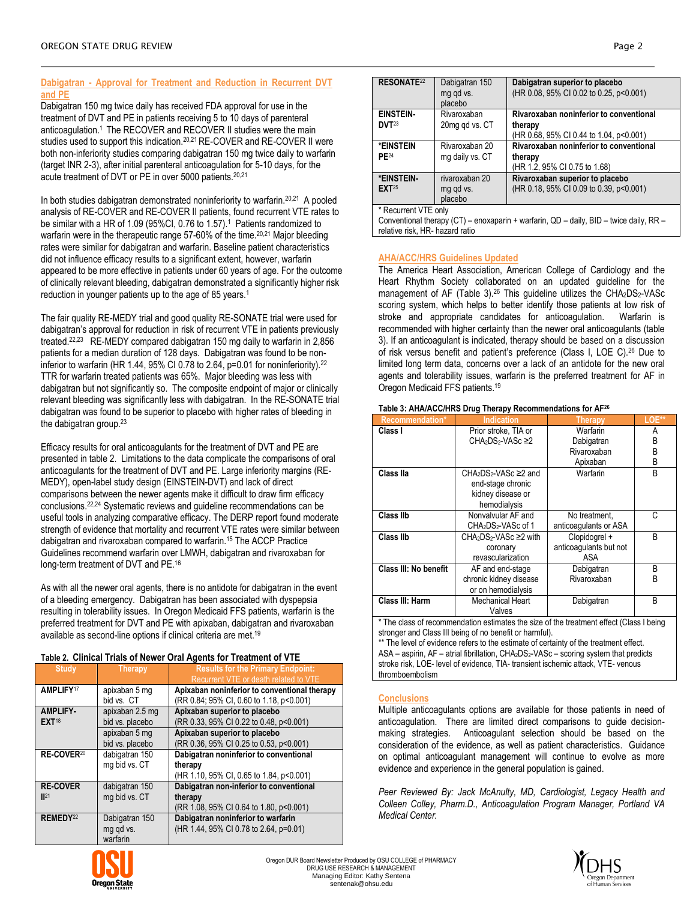## Dabigatran - Approval for Treatment and Reduction in Recurrent DVT and PE

Dabigatran 150 mg twice daily has received FDA approval for use in the treatment of DVT and PE in patients receiving 5 to 10 days of parenteral anticoagulation.[1] The RECOVER and RECOVER II studies were the main studies used to support this indication.[20,21] RE-COVER and RE-COVER II were both non-inferiority studies comparing dabigatran 150 mg twice daily to warfarin (target INR 2-3), after initial parenteral anticoagulation for 5-10 days, for the acute treatment of DVT or PE in over 5000 patients.[20,21]

In both studies dabigatran demonstrated noninferiority to warfarin.[20,21] A pooled analysis of RE-COVER and RE-COVER II patients, found recurrent VTE rates to be similar with a HR of 1.09 (95%CI, 0.76 to 1.57).[1] Patients randomized to warfarin were in the therapeutic range 57-60% of the time.[20,21] Major bleeding rates were similar for dabigatran and warfarin. Baseline patient characteristics did not influence efficacy results to a significant extent, however, warfarin appeared to be more effective in patients under 60 years of age. For the outcome of clinically relevant bleeding, dabigatran demonstrated a significantly higher risk reduction in younger patients up to the age of 85 years.[1]

The fair quality RE-MEDY trial and good quality RE-SONATE trial were used for dabigatran's approval for reduction in risk of recurrent VTE in patients previously treated.[22,23] RE-MEDY compared dabigatran 150 mg daily to warfarin in 2,856 patients for a median duration of 128 days. Dabigatran was found to be non-inferior to warfarin (HR 1.44, 95% CI 0.78 to 2.64, p=0.01 for noninferiority).[22] TTR for warfarin treated patients was 65%. Major bleeding was less with dabigatran but not significantly so. The composite endpoint of major or clinically relevant bleeding was significantly less with dabigatran. In the RE-SONATE trial dabigatran was found to be superior to placebo with higher rates of bleeding in the dabigatran group.[23]

Efficacy results for oral anticoagulants for the treatment of DVT and PE are presented in table 2. Limitations to the data complicate the comparisons of oral anticoagulants for the treatment of DVT and PE. Large inferiority margins (RE-MEDY), open-label study design (EINSTEIN-DVT) and lack of direct comparisons between the newer agents make it difficult to draw firm efficacy conclusions.[22,24] Systematic reviews and guideline recommendations can be useful tools in analyzing comparative efficacy. The DERP report found moderate strength of evidence that mortality and recurrent VTE rates were similar between dabigatran and rivaroxaban compared to warfarin.[15] The ACCP Practice Guidelines recommend warfarin over LMWH, dabigatran and rivaroxaban for long-term treatment of DVT and PE.[16]

As with all the newer oral agents, there is no antidote for dabigatran in the event of a bleeding emergency. Dabigatran has been associated with dyspepsia resulting in tolerability issues. In Oregon Medicaid FFS patients, warfarin is the preferred treatment for DVT and PE with apixaban, dabigatran and rivaroxaban available as second-line options if clinical criteria are met.[19]

**Table 2. Clinical Trials of Newer Oral Agents for Treatment of VTE**

| Study | Therapy | Results for the Primary Endpoint: Recurrent VTE or death related to VTE |
|---|---|---|
| **AMPLIFY**[17] | apixaban 5 mg bid vs. CT | **Apixaban noninferior to conventional therapy** (RR 0.84; 95% CI, 0.60 to 1.18, p<0.001) |
| **AMPLIFY-EXT**[18] | apixaban 2.5 mg bid vs. placebo | **Apixaban superior to placebo** (RR 0.33, 95% CI 0.22 to 0.48, p<0.001) |
| | apixaban 5 mg bid vs. placebo | **Apixaban superior to placebo** (RR 0.36, 95% CI 0.25 to 0.53, p<0.001) |
| **RE-COVER**[20] | dabigatran 150 mg bid vs. CT | **Dabigatran noninferior to conventional therapy** (HR 1.10, 95% CI, 0.65 to 1.84, p<0.001) |
| **RE-COVER II**[21] | dabigatran 150 mg bid vs. CT | **Dabigatran non-inferior to conventional therapy** (RR 1.08, 95% CI 0.64 to 1.80, p<0.001) |
| **REMEDY**[22] | Dabigatran 150 mg qd vs. warfarin | **Dabigatran noninferior to warfarin** (HR 1.44, 95% CI 0.78 to 2.64, p=0.01) |
| **RESONATE**[22] | Dabigatran 150 mg qd vs. placebo | **Dabigatran superior to placebo** (HR 0.08, 95% CI 0.02 to 0.25, p<0.001) |
| **EINSTEIN-DVT**[23] | Rivaroxaban 20mg qd vs. CT | **Rivaroxaban noninferior to conventional therapy** (HR 0.68, 95% CI 0.44 to 1.04, p<0.001) |
| ***EINSTEIN PE**[24] | Rivaroxaban 20 mg daily vs. CT | **Rivaroxaban noninferior to conventional therapy** (HR 1.2, 95% CI 0.75 to 1.68) |
| ***EINSTEIN-EXT**[25] | rivaroxaban 20 mg vs. placebo | **Rivaroxaban superior to placebo** (HR 0.18, 95% CI 0.09 to 0.39, p<0.001) |

\* Recurrent VTE only
Conventional therapy (CT) – enoxaparin + warfarin, QD – daily, BID – twice daily, RR – relative risk, HR- hazard ratio

## AHA/ACC/HRS Guidelines Updated

The America Heart Association, American College of Cardiology and the Heart Rhythm Society collaborated on an updated guideline for the management of AF (Table 3).[26] This guideline utilizes the $CHA_2DS_2$-VASc scoring system, which helps to better identify those patients at low risk of stroke and appropriate candidates for anticoagulation. Warfarin is recommended with higher certainty than the newer oral anticoagulants (table 3). If an anticoagulant is indicated, therapy should be based on a discussion of risk versus benefit and patient's preference (Class I, LOE C).[26] Due to limited long term data, concerns over a lack of an antidote for the new oral agents and tolerability issues, warfarin is the preferred treatment for AF in Oregon Medicaid FFS patients.[19]

**Table 3: AHA/ACC/HRS Drug Therapy Recommendations for AF**[26]

| Recommendation* | Indication | Therapy | LOE** |
|---|---|---|---|
| **Class I** | Prior stroke, TIA or $CHA_2DS_2$-VASc ≥2 | Warfarin<br>Dabigatran<br>Rivaroxaban<br>Apixaban | A<br>B<br>B<br>B |
| **Class IIa** | $CHA_2DS_2$-VASc ≥2 and end-stage chronic kidney disease or hemodialysis | Warfarin | B |
| **Class IIb** | Nonvalvular AF and $CHA_2DS_2$-VASc of 1 | No treatment, anticoagulants or ASA | C |
| **Class IIb** | $CHA_2DS_2$-VASc ≥2 with coronary revascularization | Clopidogrel + anticoagulants but not ASA | B |
| **Class III: No benefit** | AF and end-stage chronic kidney disease or on hemodialysis | Dabigatran<br>Rivaroxaban | B<br>B |
| **Class III: Harm** | Mechanical Heart Valves | Dabigatran | B |

\* The class of recommendation estimates the size of the treatment effect (Class I being stronger and Class III being of no benefit or harmful).
\*\* The level of evidence refers to the estimate of certainty of the treatment effect.
ASA – aspirin, AF – atrial fibrillation, $CHA_2DS_2$-VASc – scoring system that predicts stroke risk, LOE- level of evidence, TIA- transient ischemic attack, VTE- venous thromboembolism

## Conclusions

Multiple anticoagulants options are available for those patients in need of anticoagulation. There are limited direct comparisons to guide decision-making strategies. Anticoagulant selection should be based on the consideration of the evidence, as well as patient characteristics. Guidance on optimal anticoagulant management will continue to evolve as more evidence and experience in the general population is gained.

*Peer Reviewed By: Jack McAnulty, MD, Cardiologist, Legacy Health and Colleen Colley, Pharm.D., Anticoagulation Program Manager, Portland VA Medical Center.*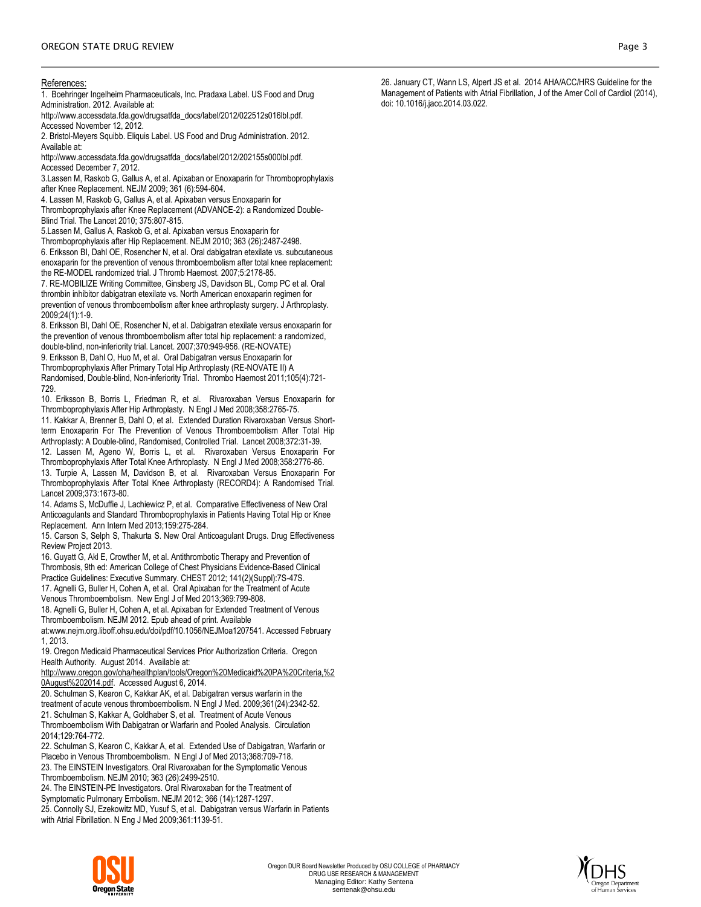References:

1. Boehringer Ingelheim Pharmaceuticals, Inc. Pradaxa Label. US Food and Drug Administration. 2012. Available at: http://www.accessdata.fda.gov/drugsatfda_docs/label/2012/022512s016lbl.pdf. Accessed November 12, 2012.
2. Bristol-Meyers Squibb. Eliquis Label. US Food and Drug Administration. 2012. Available at: http://www.accessdata.fda.gov/drugsatfda_docs/label/2012/202155s000lbl.pdf. Accessed December 7, 2012.
3. Lassen M, Raskob G, Gallus A, et al. Apixaban or Enoxaparin for Thromboprophylaxis after Knee Replacement. NEJM 2009; 361 (6):594-604.
4. Lassen M, Raskob G, Gallus A, et al. Apixaban versus Enoxaparin for Thromboprophylaxis after Knee Replacement (ADVANCE-2): a Randomized Double-Blind Trial. The Lancet 2010; 375:807-815.
5. Lassen M, Gallus A, Raskob G, et al. Apixaban versus Enoxaparin for Thromboprophylaxis after Hip Replacement. NEJM 2010; 363 (26):2487-2498.
6. Eriksson BI, Dahl OE, Rosencher N, et al. Oral dabigatran etexilate vs. subcutaneous enoxaparin for the prevention of venous thromboembolism after total knee replacement: the RE-MODEL randomized trial. J Thromb Haemost. 2007;5:2178-85.
7. RE-MOBILIZE Writing Committee, Ginsberg JS, Davidson BL, Comp PC et al. Oral thrombin inhibitor dabigatran etexilate vs. North American enoxaparin regimen for prevention of venous thromboembolism after knee arthroplasty surgery. J Arthroplasty. 2009;24(1):1-9.
8. Eriksson BI, Dahl OE, Rosencher N, et al. Dabigatran etexilate versus enoxaparin for the prevention of venous thromboembolism after total hip replacement: a randomized, double-blind, non-inferiority trial. Lancet. 2007;370:949-956. (RE-NOVATE)
9. Eriksson B, Dahl O, Huo M, et al. Oral Dabigatran versus Enoxaparin for Thromboprophylaxis After Primary Total Hip Arthroplasty (RE-NOVATE II) A Randomised, Double-blind, Non-inferiority Trial. Thrombo Haemost 2011;105(4):721-729.
10. Eriksson B, Borris L, Friedman R, et al. Rivaroxaban Versus Enoxaparin for Thromboprophylaxis After Hip Arthroplasty. N Engl J Med 2008;358:2765-75.
11. Kakkar A, Brenner B, Dahl O, et al. Extended Duration Rivaroxaban Versus Short-term Enoxaparin For The Prevention of Venous Thromboembolism After Total Hip Arthroplasty: A Double-blind, Randomised, Controlled Trial. Lancet 2008;372:31-39.
12. Lassen M, Ageno W, Borris L, et al. Rivaroxaban Versus Enoxaparin For Thromboprophylaxis After Total Knee Arthroplasty. N Engl J Med 2008;358:2776-86.
13. Turpie A, Lassen M, Davidson B, et al. Rivaroxaban Versus Enoxaparin For Thromboprophylaxis After Total Knee Arthroplasty (RECORD4): A Randomised Trial. Lancet 2009;373:1673-80.
14. Adams S, McDuffie J, Lachiewicz P, et al. Comparative Effectiveness of New Oral Anticoagulants and Standard Thromboprophylaxis in Patients Having Total Hip or Knee Replacement. Ann Intern Med 2013;159:275-284.
15. Carson S, Selph S, Thakurta S. New Oral Anticoagulant Drugs. Drug Effectiveness Review Project 2013.
16. Guyatt G, Akl E, Crowther M, et al. Antithrombotic Therapy and Prevention of Thrombosis, 9th ed: American College of Chest Physicians Evidence-Based Clinical Practice Guidelines: Executive Summary. CHEST 2012; 141(2)(Suppl):7S-47S.
17. Agnelli G, Buller H, Cohen A, et al. Oral Apixaban for the Treatment of Acute Venous Thromboembolism. New Engl J of Med 2013;369:799-808.
18. Agnelli G, Buller H, Cohen A, et al. Apixaban for Extended Treatment of Venous Thromboembolism. NEJM 2012. Epub ahead of print. Available at:www.nejm.org.liboff.ohsu.edu/doi/pdf/10.1056/NEJMoa1207541. Accessed February 1, 2013.
19. Oregon Medicaid Pharmaceutical Services Prior Authorization Criteria. Oregon Health Authority. August 2014. Available at: http://www.oregon.gov/oha/healthplan/tools/Oregon%20Medicaid%20PA%20Criteria,%20August%202014.pdf. Accessed August 6, 2014.
20. Schulman S, Kearon C, Kakkar AK, et al. Dabigatran versus warfarin in the treatment of acute venous thromboembolism. N Engl J Med. 2009;361(24):2342-52.
21. Schulman S, Kakkar A, Goldhaber S, et al. Treatment of Acute Venous Thromboembolism With Dabigatran or Warfarin and Pooled Analysis. Circulation 2014;129:764-772.
22. Schulman S, Kearon C, Kakkar A, et al. Extended Use of Dabigatran, Warfarin or Placebo in Venous Thromboembolism. N Engl J of Med 2013;368:709-718.
23. The EINSTEIN Investigators. Oral Rivaroxaban for the Symptomatic Venous Thromboembolism. NEJM 2010; 363 (26):2499-2510.
24. The EINSTEIN-PE Investigators. Oral Rivaroxaban for the Treatment of Symptomatic Pulmonary Embolism. NEJM 2012; 366 (14):1287-1297.
25. Connolly SJ, Ezekowitz MD, Yusuf S, et al. Dabigatran versus Warfarin in Patients with Atrial Fibrillation. N Eng J Med 2009;361:1139-51.
26. January CT, Wann LS, Alpert JS et al. 2014 AHA/ACC/HRS Guideline for the Management of Patients with Atrial Fibrillation, J of the Amer Coll of Cardiol (2014), doi: 10.1016/j.jacc.2014.03.022.

Oregon DUR Board Newsletter Produced by OSU COLLEGE of PHARMACY
DRUG USE RESEARCH & MANAGEMENT
Managing Editor: Kathy Sentena
sentenak@ohsu.edu